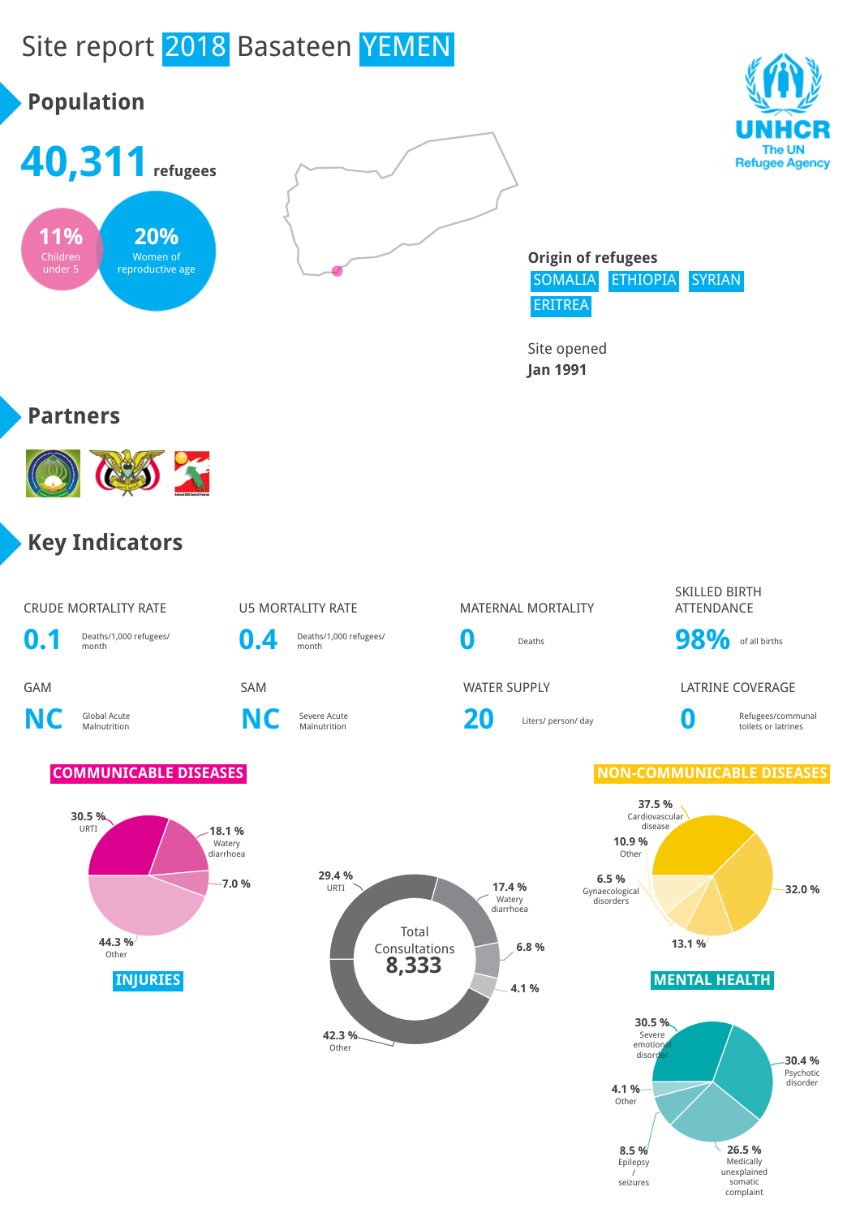# Site report 2018 Basateen YEMEN

## Population

**40,311** refugees

**11%** Children under 5

**20%** Women of reproductive age

**Origin of refugees**

SOMALIA ETHIOPIA SYRIAN ERITREA

Site opened
**Jan 1991**

## Partners

## Key Indicators

| CRUDE MORTALITY RATE | U5 MORTALITY RATE | MATERNAL MORTALITY | SKILLED BIRTH ATTENDANCE |
|---|---|---|---|
| **0.1** Deaths/1,000 refugees/ month | **0.4** Deaths/1,000 refugees/ month | **0** Deaths | **98%** of all births |

| GAM | SAM | WATER SUPPLY | LATRINE COVERAGE |
|---|---|---|---|
| **NC** Global Acute Malnutrition | **NC** Severe Acute Malnutrition | **20** Liters/ person/ day | **0** Refugees/communal toilets or latrines |

### COMMUNICABLE DISEASES

- 30.5 % URTI
- 18.1 % Watery diarrhoea
- 7.0 %
- 44.3 % Other

### INJURIES

### Total Consultations 8,333

- 29.4 % URTI
- 17.4 % Watery diarrhoea
- 6.8 %
- 4.1 %
- 42.3 % Other

### NON-COMMUNICABLE DISEASES

- 37.5 % Cardiovascular disease
- 32.0 %
- 13.1 %
- 10.9 % Other
- 6.5 % Gynaecological disorders

### MENTAL HEALTH

- 30.5 % Severe emotional disorder
- 30.4 % Psychotic disorder
- 26.5 % Medically unexplained somatic complaint
- 8.5 % Epilepsy / seizures
- 4.1 % Other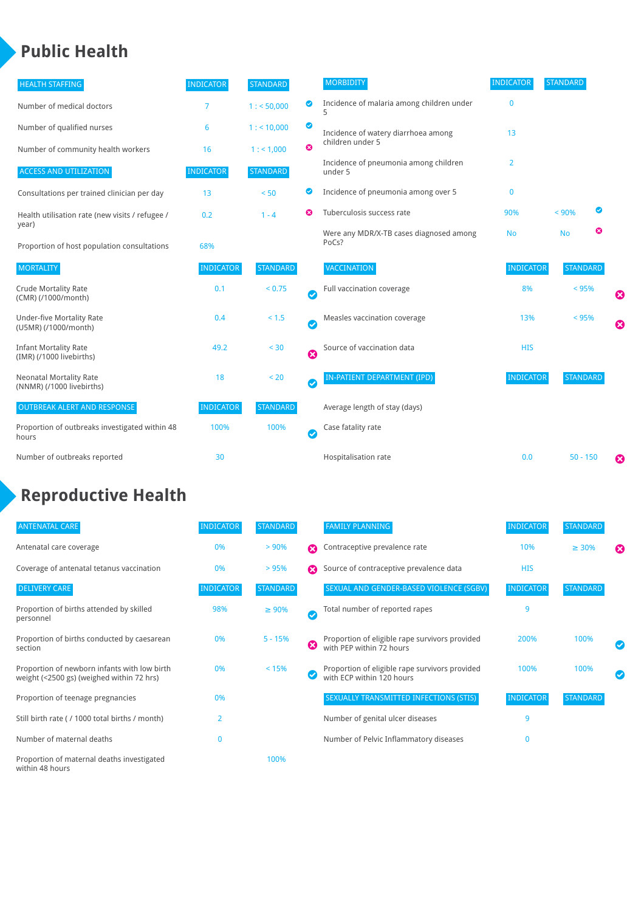# Public Health

| HEALTH STAFFING | INDICATOR | STANDARD | |
|---|---|---|---|
| Number of medical doctors | 7 | 1 : < 50,000 | ✔ |
| Number of qualified nurses | 6 | 1 : < 10,000 | ✔ |
| Number of community health workers | 16 | 1 : < 1,000 | ✖ |

| ACCESS AND UTILIZATION | INDICATOR | STANDARD | |
|---|---|---|---|
| Consultations per trained clinician per day | 13 | < 50 | ✔ |
| Health utilisation rate (new visits / refugee / year) | 0.2 | 1 - 4 | ✖ |
| Proportion of host population consultations | 68% | | |

| MORTALITY | INDICATOR | STANDARD | |
|---|---|---|---|
| Crude Mortality Rate (CMR) (/1000/month) | 0.1 | < 0.75 | ✔ |
| Under-five Mortality Rate (U5MR) (/1000/month) | 0.4 | < 1.5 | ✔ |
| Infant Mortality Rate (IMR) (/1000 livebirths) | 49.2 | < 30 | ✖ |
| Neonatal Mortality Rate (NNMR) (/1000 livebirths) | 18 | < 20 | ✔ |

| OUTBREAK ALERT AND RESPONSE | INDICATOR | STANDARD | |
|---|---|---|---|
| Proportion of outbreaks investigated within 48 hours | 100% | 100% | ✔ |
| Number of outbreaks reported | 30 | | |

| MORBIDITY | INDICATOR | STANDARD | |
|---|---|---|---|
| Incidence of malaria among children under 5 | 0 | | |
| Incidence of watery diarrhoea among children under 5 | 13 | | |
| Incidence of pneumonia among children under 5 | 2 | | |
| Incidence of pneumonia among over 5 | 0 | | |
| Tuberculosis success rate | 90% | < 90% | ✔ |
| Were any MDR/X-TB cases diagnosed among PoCs? | No | No | ✖ |

| VACCINATION | INDICATOR | STANDARD | |
|---|---|---|---|
| Full vaccination coverage | 8% | < 95% | ✖ |
| Measles vaccination coverage | 13% | < 95% | ✖ |
| Source of vaccination data | HIS | | |

| IN-PATIENT DEPARTMENT (IPD) | INDICATOR | STANDARD | |
|---|---|---|---|
| Average length of stay (days) | | | |
| Case fatality rate | | | |
| Hospitalisation rate | 0.0 | 50 - 150 | ✖ |

# Reproductive Health

| ANTENATAL CARE | INDICATOR | STANDARD | |
|---|---|---|---|
| Antenatal care coverage | 0% | > 90% | ✖ |
| Coverage of antenatal tetanus vaccination | 0% | > 95% | ✖ |

| DELIVERY CARE | INDICATOR | STANDARD | |
|---|---|---|---|
| Proportion of births attended by skilled personnel | 98% | ≥ 90% | ✔ |
| Proportion of births conducted by caesarean section | 0% | 5 - 15% | ✖ |
| Proportion of newborn infants with low birth weight (<2500 gs) (weighed within 72 hrs) | 0% | < 15% | ✔ |
| Proportion of teenage pregnancies | 0% | | |
| Still birth rate ( / 1000 total births / month) | 2 | | |
| Number of maternal deaths | 0 | | |
| Proportion of maternal deaths investigated within 48 hours | | 100% | |

| FAMILY PLANNING | INDICATOR | STANDARD | |
|---|---|---|---|
| Contraceptive prevalence rate | 10% | ≥ 30% | ✖ |
| Source of contraceptive prevalence data | HIS | | |

| SEXUAL AND GENDER-BASED VIOLENCE (SGBV) | INDICATOR | STANDARD | |
|---|---|---|---|
| Total number of reported rapes | 9 | | |
| Proportion of eligible rape survivors provided with PEP within 72 hours | 200% | 100% | ✔ |
| Proportion of eligible rape survivors provided with ECP within 120 hours | 100% | 100% | ✔ |

| SEXUALLY TRANSMITTED INFECTIONS (STIS) | INDICATOR | STANDARD |
|---|---|---|
| Number of genital ulcer diseases | 9 | |
| Number of Pelvic Inflammatory diseases | 0 | |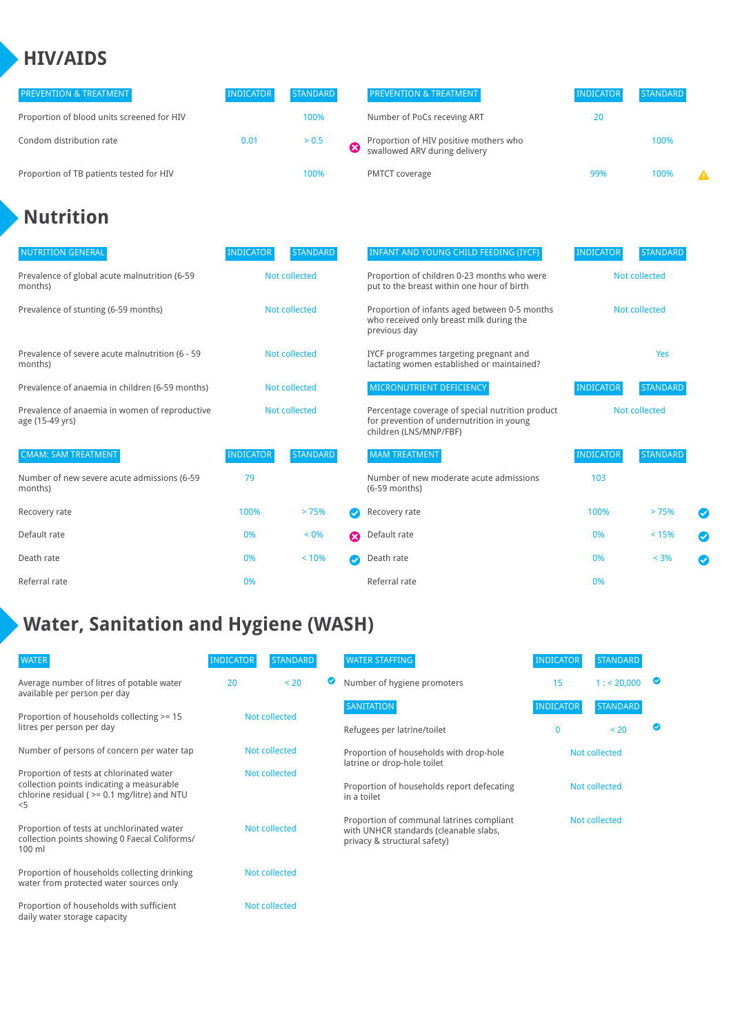# HIV/AIDS

| PREVENTION & TREATMENT | INDICATOR | STANDARD | |
|---|---|---|---|
| Proportion of blood units screened for HIV | | 100% | |
| Condom distribution rate | 0.01 | > 0.5 | ✖ |
| Proportion of TB patients tested for HIV | | 100% | |

| PREVENTION & TREATMENT | INDICATOR | STANDARD | |
|---|---|---|---|
| Number of PoCs receving ART | 20 | | |
| Proportion of HIV positive mothers who swallowed ARV during delivery | | 100% | |
| PMTCT coverage | 99% | 100% | ⚠ |

# Nutrition

| NUTRITION GENERAL | INDICATOR | STANDARD |
|---|---|---|
| Prevalence of global acute malnutrition (6-59 months) | Not collected | |
| Prevalence of stunting (6-59 months) | Not collected | |
| Prevalence of severe acute malnutrition (6 - 59 months) | Not collected | |
| Prevalence of anaemia in children (6-59 months) | Not collected | |
| Prevalence of anaemia in women of reproductive age (15-49 yrs) | Not collected | |

| INFANT AND YOUNG CHILD FEEDING (IYCF) | INDICATOR | STANDARD |
|---|---|---|
| Proportion of children 0-23 months who were put to the breast within one hour of birth | Not collected | |
| Proportion of infants aged between 0-5 months who received only breast milk during the previous day | Not collected | |
| IYCF programmes targeting pregnant and lactating women established or maintained? | | Yes |

| MICRONUTRIENT DEFICIENCY | INDICATOR | STANDARD |
|---|---|---|
| Percentage coverage of special nutrition product for prevention of undernutrition in young children (LNS/MNP/FBF) | Not collected | |

| CMAM: SAM TREATMENT | INDICATOR | STANDARD | |
|---|---|---|---|
| Number of new severe acute admissions (6-59 months) | 79 | | |
| Recovery rate | 100% | > 75% | ✔ |
| Default rate | 0% | < 0% | ✖ |
| Death rate | 0% | < 10% | ✔ |
| Referral rate | 0% | | |

| MAM TREATMENT | INDICATOR | STANDARD | |
|---|---|---|---|
| Number of new moderate acute admissions (6-59 months) | 103 | | |
| Recovery rate | 100% | > 75% | ✔ |
| Default rate | 0% | < 15% | ✔ |
| Death rate | 0% | < 3% | ✔ |
| Referral rate | 0% | | |

# Water, Sanitation and Hygiene (WASH)

| WATER | INDICATOR | STANDARD | |
|---|---|---|---|
| Average number of litres of potable water available per person per day | 20 | < 20 | ✔ |
| Proportion of households collecting >= 15 litres per person per day | Not collected | | |
| Number of persons of concern per water tap | Not collected | | |
| Proportion of tests at chlorinated water collection points indicating a measurable chlorine residual ( >= 0.1 mg/litre) and NTU <5 | Not collected | | |
| Proportion of tests at unchlorinated water collection points showing 0 Faecal Coliforms/ 100 ml | Not collected | | |
| Proportion of households collecting drinking water from protected water sources only | Not collected | | |
| Proportion of households with sufficient daily water storage capacity | Not collected | | |

| WATER STAFFING | INDICATOR | STANDARD | |
|---|---|---|---|
| Number of hygiene promoters | 15 | 1 : < 20,000 | ✔ |

| SANITATION | INDICATOR | STANDARD | |
|---|---|---|---|
| Refugees per latrine/toilet | 0 | < 20 | ✔ |
| Proportion of households with drop-hole latrine or drop-hole toilet | Not collected | | |
| Proportion of households report defecating in a toilet | Not collected | | |
| Proportion of communal latrines compliant with UNHCR standards (cleanable slabs, privacy & structural safety) | Not collected | | |